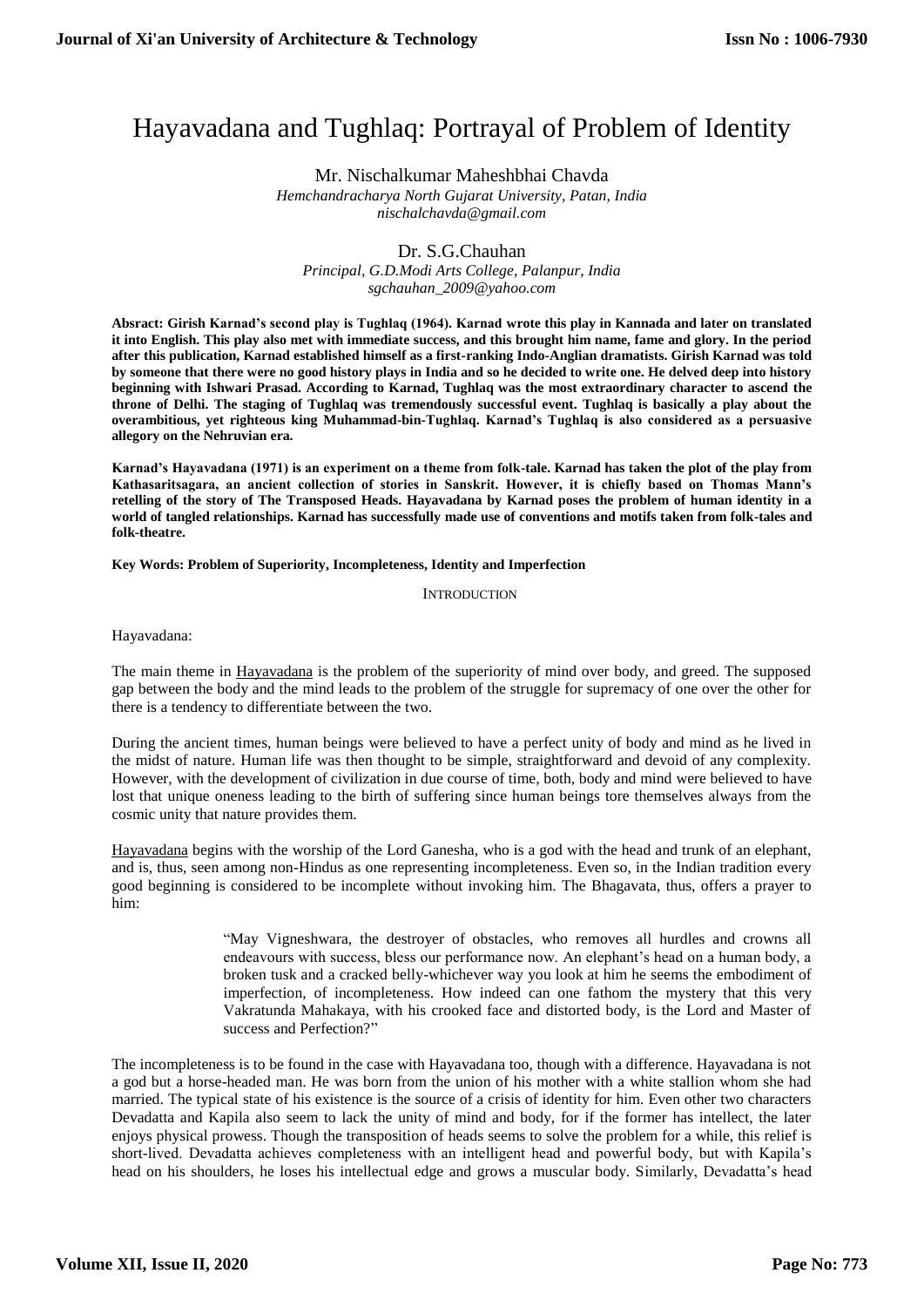# Hayavadana and Tughlaq: Portrayal of Problem of Identity

Mr. Nischalkumar Maheshbhai Chavda
*Hemchandracharya North Gujarat University, Patan, India*
*nischalchavda@gmail.com*

Dr. S.G.Chauhan
*Principal, G.D.Modi Arts College, Palanpur, India*
*sgchauhan_2009@yahoo.com*

**Absract: Girish Karnad's second play is Tughlaq (1964). Karnad wrote this play in Kannada and later on translated it into English. This play also met with immediate success, and this brought him name, fame and glory. In the period after this publication, Karnad established himself as a first-ranking Indo-Anglian dramatists. Girish Karnad was told by someone that there were no good history plays in India and so he decided to write one. He delved deep into history beginning with Ishwari Prasad. According to Karnad, Tughlaq was the most extraordinary character to ascend the throne of Delhi. The staging of Tughlaq was tremendously successful event. Tughlaq is basically a play about the overambitious, yet righteous king Muhammad-bin-Tughlaq. Karnad's Tughlaq is also considered as a persuasive allegory on the Nehruvian era.**

**Karnad's Hayavadana (1971) is an experiment on a theme from folk-tale. Karnad has taken the plot of the play from Kathasaritsagara, an ancient collection of stories in Sanskrit. However, it is chiefly based on Thomas Mann's retelling of the story of The Transposed Heads. Hayavadana by Karnad poses the problem of human identity in a world of tangled relationships. Karnad has successfully made use of conventions and motifs taken from folk-tales and folk-theatre.**

**Key Words: Problem of Superiority, Incompleteness, Identity and Imperfection**

## INTRODUCTION

Hayavadana:

The main theme in Hayavadana is the problem of the superiority of mind over body, and greed. The supposed gap between the body and the mind leads to the problem of the struggle for supremacy of one over the other for there is a tendency to differentiate between the two.

During the ancient times, human beings were believed to have a perfect unity of body and mind as he lived in the midst of nature. Human life was then thought to be simple, straightforward and devoid of any complexity. However, with the development of civilization in due course of time, both, body and mind were believed to have lost that unique oneness leading to the birth of suffering since human beings tore themselves always from the cosmic unity that nature provides them.

Hayavadana begins with the worship of the Lord Ganesha, who is a god with the head and trunk of an elephant, and is, thus, seen among non-Hindus as one representing incompleteness. Even so, in the Indian tradition every good beginning is considered to be incomplete without invoking him. The Bhagavata, thus, offers a prayer to him:

> "May Vigneshwara, the destroyer of obstacles, who removes all hurdles and crowns all endeavours with success, bless our performance now. An elephant's head on a human body, a broken tusk and a cracked belly-whichever way you look at him he seems the embodiment of imperfection, of incompleteness. How indeed can one fathom the mystery that this very Vakratunda Mahakaya, with his crooked face and distorted body, is the Lord and Master of success and Perfection?"

The incompleteness is to be found in the case with Hayavadana too, though with a difference. Hayavadana is not a god but a horse-headed man. He was born from the union of his mother with a white stallion whom she had married. The typical state of his existence is the source of a crisis of identity for him. Even other two characters Devadatta and Kapila also seem to lack the unity of mind and body, for if the former has intellect, the later enjoys physical prowess. Though the transposition of heads seems to solve the problem for a while, this relief is short-lived. Devadatta achieves completeness with an intelligent head and powerful body, but with Kapila's head on his shoulders, he loses his intellectual edge and grows a muscular body. Similarly, Devadatta's head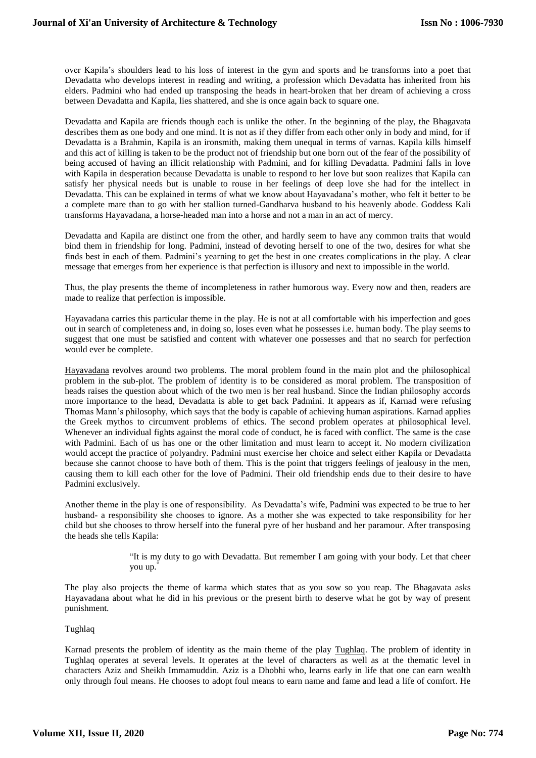over Kapila's shoulders lead to his loss of interest in the gym and sports and he transforms into a poet that Devadatta who develops interest in reading and writing, a profession which Devadatta has inherited from his elders. Padmini who had ended up transposing the heads in heart-broken that her dream of achieving a cross between Devadatta and Kapila, lies shattered, and she is once again back to square one.

Devadatta and Kapila are friends though each is unlike the other. In the beginning of the play, the Bhagavata describes them as one body and one mind. It is not as if they differ from each other only in body and mind, for if Devadatta is a Brahmin, Kapila is an ironsmith, making them unequal in terms of varnas. Kapila kills himself and this act of killing is taken to be the product not of friendship but one born out of the fear of the possibility of being accused of having an illicit relationship with Padmini, and for killing Devadatta. Padmini falls in love with Kapila in desperation because Devadatta is unable to respond to her love but soon realizes that Kapila can satisfy her physical needs but is unable to rouse in her feelings of deep love she had for the intellect in Devadatta. This can be explained in terms of what we know about Hayavadana's mother, who felt it better to be a complete mare than to go with her stallion turned-Gandharva husband to his heavenly abode. Goddess Kali transforms Hayavadana, a horse-headed man into a horse and not a man in an act of mercy.

Devadatta and Kapila are distinct one from the other, and hardly seem to have any common traits that would bind them in friendship for long. Padmini, instead of devoting herself to one of the two, desires for what she finds best in each of them. Padmini's yearning to get the best in one creates complications in the play. A clear message that emerges from her experience is that perfection is illusory and next to impossible in the world.

Thus, the play presents the theme of incompleteness in rather humorous way. Every now and then, readers are made to realize that perfection is impossible.

Hayavadana carries this particular theme in the play. He is not at all comfortable with his imperfection and goes out in search of completeness and, in doing so, loses even what he possesses i.e. human body. The play seems to suggest that one must be satisfied and content with whatever one possesses and that no search for perfection would ever be complete.

Hayavadana revolves around two problems. The moral problem found in the main plot and the philosophical problem in the sub-plot. The problem of identity is to be considered as moral problem. The transposition of heads raises the question about which of the two men is her real husband. Since the Indian philosophy accords more importance to the head, Devadatta is able to get back Padmini. It appears as if, Karnad were refusing Thomas Mann's philosophy, which says that the body is capable of achieving human aspirations. Karnad applies the Greek mythos to circumvent problems of ethics. The second problem operates at philosophical level. Whenever an individual fights against the moral code of conduct, he is faced with conflict. The same is the case with Padmini. Each of us has one or the other limitation and must learn to accept it. No modern civilization would accept the practice of polyandry. Padmini must exercise her choice and select either Kapila or Devadatta because she cannot choose to have both of them. This is the point that triggers feelings of jealousy in the men, causing them to kill each other for the love of Padmini. Their old friendship ends due to their desire to have Padmini exclusively.

Another theme in the play is one of responsibility. As Devadatta's wife, Padmini was expected to be true to her husband- a responsibility she chooses to ignore. As a mother she was expected to take responsibility for her child but she chooses to throw herself into the funeral pyre of her husband and her paramour. After transposing the heads she tells Kapila:

> "It is my duty to go with Devadatta. But remember I am going with your body. Let that cheer you up."

The play also projects the theme of karma which states that as you sow so you reap. The Bhagavata asks Hayavadana about what he did in his previous or the present birth to deserve what he got by way of present punishment.

Tughlaq

Karnad presents the problem of identity as the main theme of the play Tughlaq. The problem of identity in Tughlaq operates at several levels. It operates at the level of characters as well as at the thematic level in characters Aziz and Sheikh Immamuddin. Aziz is a Dhobhi who, learns early in life that one can earn wealth only through foul means. He chooses to adopt foul means to earn name and fame and lead a life of comfort. He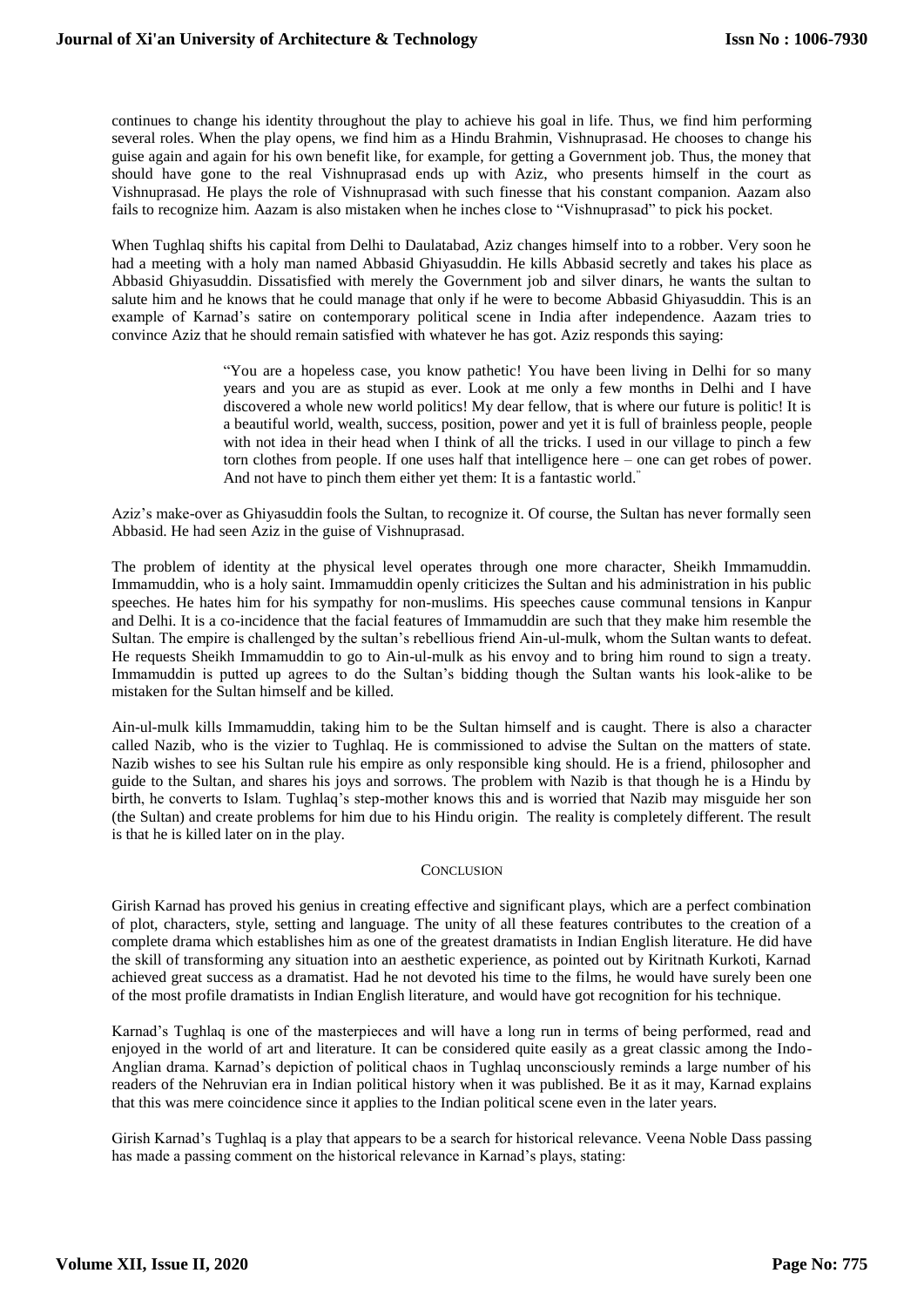continues to change his identity throughout the play to achieve his goal in life. Thus, we find him performing several roles. When the play opens, we find him as a Hindu Brahmin, Vishnuprasad. He chooses to change his guise again and again for his own benefit like, for example, for getting a Government job. Thus, the money that should have gone to the real Vishnuprasad ends up with Aziz, who presents himself in the court as Vishnuprasad. He plays the role of Vishnuprasad with such finesse that his constant companion. Aazam also fails to recognize him. Aazam is also mistaken when he inches close to "Vishnuprasad" to pick his pocket.

When Tughlaq shifts his capital from Delhi to Daulatabad, Aziz changes himself into to a robber. Very soon he had a meeting with a holy man named Abbasid Ghiyasuddin. He kills Abbasid secretly and takes his place as Abbasid Ghiyasuddin. Dissatisfied with merely the Government job and silver dinars, he wants the sultan to salute him and he knows that he could manage that only if he were to become Abbasid Ghiyasuddin. This is an example of Karnad's satire on contemporary political scene in India after independence. Aazam tries to convince Aziz that he should remain satisfied with whatever he has got. Aziz responds this saying:

> "You are a hopeless case, you know pathetic! You have been living in Delhi for so many years and you are as stupid as ever. Look at me only a few months in Delhi and I have discovered a whole new world politics! My dear fellow, that is where our future is politic! It is a beautiful world, wealth, success, position, power and yet it is full of brainless people, people with not idea in their head when I think of all the tricks. I used in our village to pinch a few torn clothes from people. If one uses half that intelligence here – one can get robes of power. And not have to pinch them either yet them: It is a fantastic world."

Aziz's make-over as Ghiyasuddin fools the Sultan, to recognize it. Of course, the Sultan has never formally seen Abbasid. He had seen Aziz in the guise of Vishnuprasad.

The problem of identity at the physical level operates through one more character, Sheikh Immamuddin. Immamuddin, who is a holy saint. Immamuddin openly criticizes the Sultan and his administration in his public speeches. He hates him for his sympathy for non-muslims. His speeches cause communal tensions in Kanpur and Delhi. It is a co-incidence that the facial features of Immamuddin are such that they make him resemble the Sultan. The empire is challenged by the sultan's rebellious friend Ain-ul-mulk, whom the Sultan wants to defeat. He requests Sheikh Immamuddin to go to Ain-ul-mulk as his envoy and to bring him round to sign a treaty. Immamuddin is putted up agrees to do the Sultan's bidding though the Sultan wants his look-alike to be mistaken for the Sultan himself and be killed.

Ain-ul-mulk kills Immamuddin, taking him to be the Sultan himself and is caught. There is also a character called Nazib, who is the vizier to Tughlaq. He is commissioned to advise the Sultan on the matters of state. Nazib wishes to see his Sultan rule his empire as only responsible king should. He is a friend, philosopher and guide to the Sultan, and shares his joys and sorrows. The problem with Nazib is that though he is a Hindu by birth, he converts to Islam. Tughlaq's step-mother knows this and is worried that Nazib may misguide her son (the Sultan) and create problems for him due to his Hindu origin. The reality is completely different. The result is that he is killed later on in the play.

## Conclusion

Girish Karnad has proved his genius in creating effective and significant plays, which are a perfect combination of plot, characters, style, setting and language. The unity of all these features contributes to the creation of a complete drama which establishes him as one of the greatest dramatists in Indian English literature. He did have the skill of transforming any situation into an aesthetic experience, as pointed out by Kiritnath Kurkoti, Karnad achieved great success as a dramatist. Had he not devoted his time to the films, he would have surely been one of the most profile dramatists in Indian English literature, and would have got recognition for his technique.

Karnad's Tughlaq is one of the masterpieces and will have a long run in terms of being performed, read and enjoyed in the world of art and literature. It can be considered quite easily as a great classic among the Indo-Anglian drama. Karnad's depiction of political chaos in Tughlaq unconsciously reminds a large number of his readers of the Nehruvian era in Indian political history when it was published. Be it as it may, Karnad explains that this was mere coincidence since it applies to the Indian political scene even in the later years.

Girish Karnad's Tughlaq is a play that appears to be a search for historical relevance. Veena Noble Dass passing has made a passing comment on the historical relevance in Karnad's plays, stating: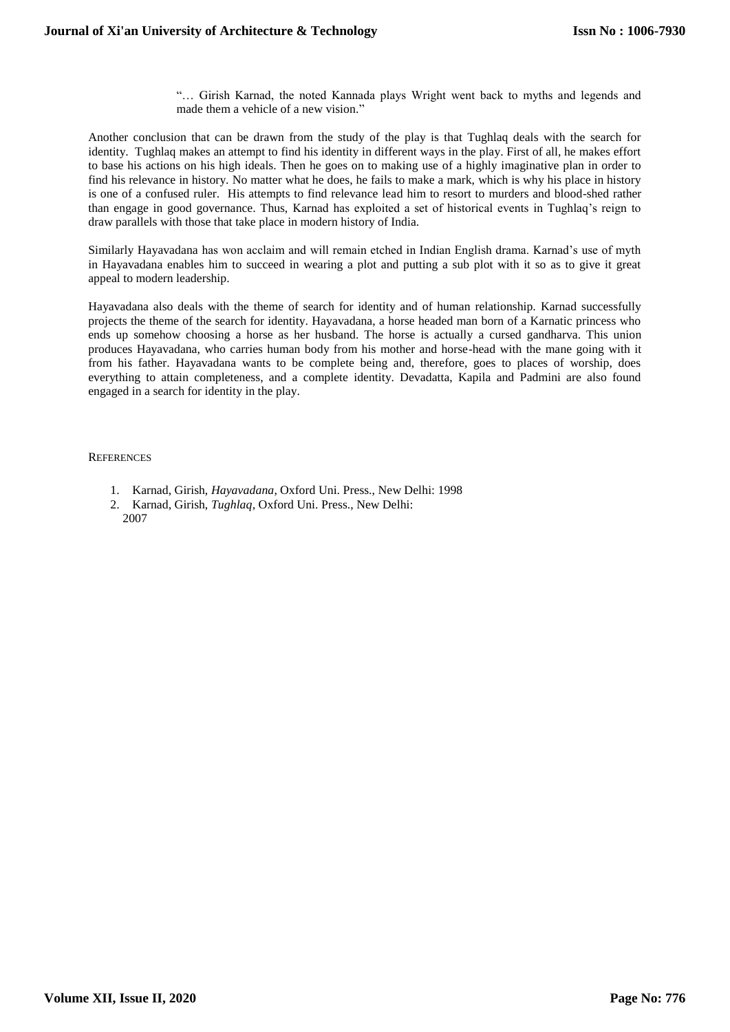> "… Girish Karnad, the noted Kannada plays Wright went back to myths and legends and made them a vehicle of a new vision."

Another conclusion that can be drawn from the study of the play is that Tughlaq deals with the search for identity. Tughlaq makes an attempt to find his identity in different ways in the play. First of all, he makes effort to base his actions on his high ideals. Then he goes on to making use of a highly imaginative plan in order to find his relevance in history. No matter what he does, he fails to make a mark, which is why his place in history is one of a confused ruler. His attempts to find relevance lead him to resort to murders and blood-shed rather than engage in good governance. Thus, Karnad has exploited a set of historical events in Tughlaq's reign to draw parallels with those that take place in modern history of India.

Similarly Hayavadana has won acclaim and will remain etched in Indian English drama. Karnad's use of myth in Hayavadana enables him to succeed in wearing a plot and putting a sub plot with it so as to give it great appeal to modern leadership.

Hayavadana also deals with the theme of search for identity and of human relationship. Karnad successfully projects the theme of the search for identity. Hayavadana, a horse headed man born of a Karnatic princess who ends up somehow choosing a horse as her husband. The horse is actually a cursed gandharva. This union produces Hayavadana, who carries human body from his mother and horse-head with the mane going with it from his father. Hayavadana wants to be complete being and, therefore, goes to places of worship, does everything to attain completeness, and a complete identity. Devadatta, Kapila and Padmini are also found engaged in a search for identity in the play.

## References

1. Karnad, Girish, *Hayavadana*, Oxford Uni. Press., New Delhi: 1998
2. Karnad, Girish, *Tughlaq*, Oxford Uni. Press., New Delhi: 2007